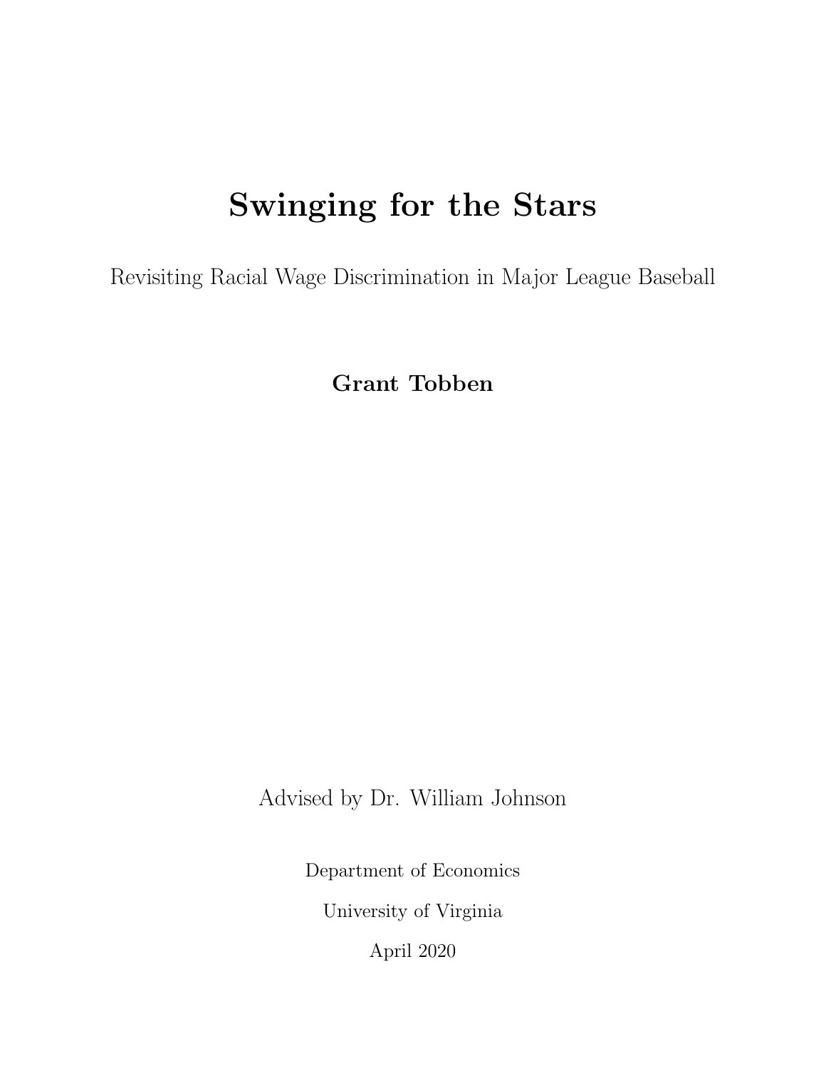# Swinging for the Stars

Revisiting Racial Wage Discrimination in Major League Baseball

**Grant Tobben**

Advised by Dr. William Johnson

Department of Economics

University of Virginia

April 2020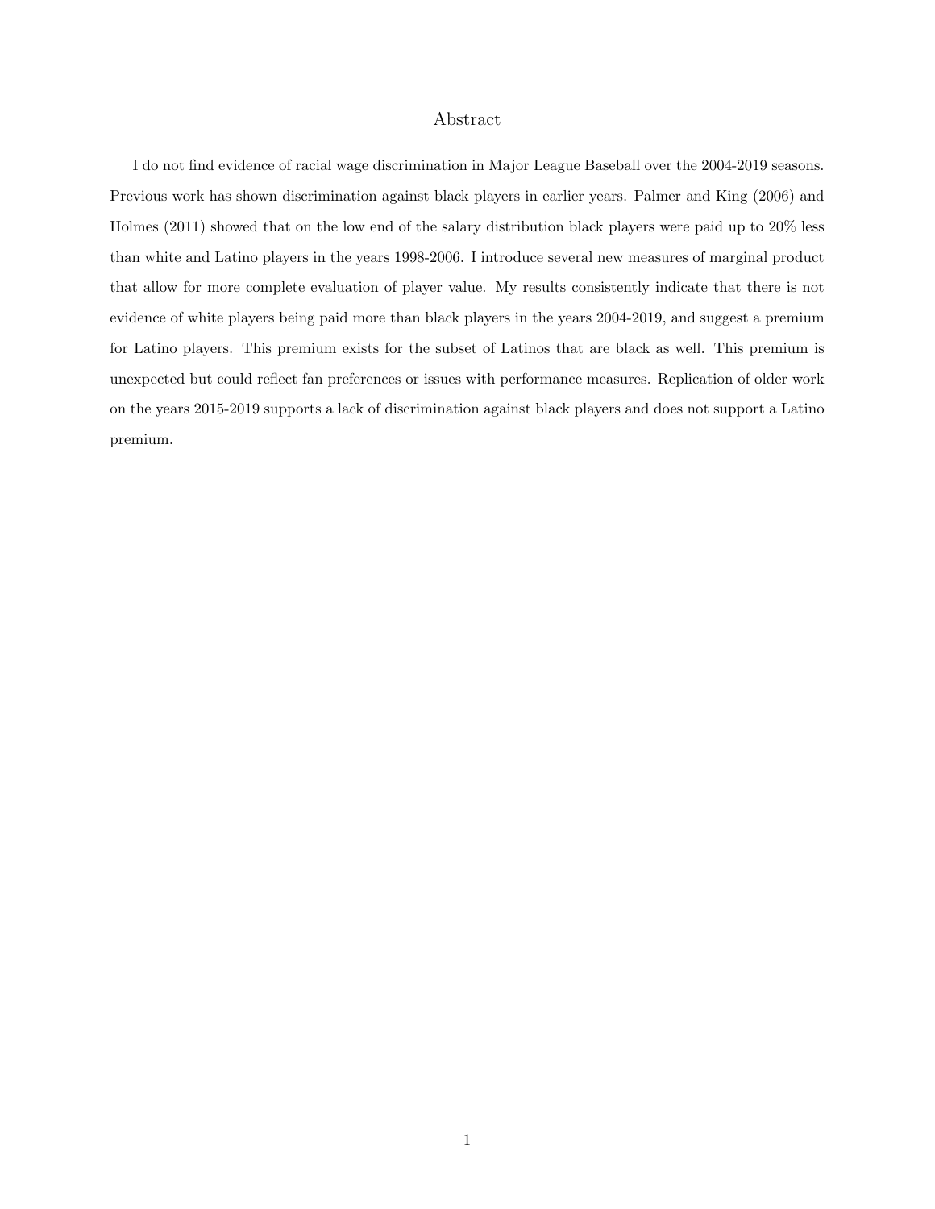# Abstract

I do not find evidence of racial wage discrimination in Major League Baseball over the 2004-2019 seasons. Previous work has shown discrimination against black players in earlier years. Palmer and King (2006) and Holmes (2011) showed that on the low end of the salary distribution black players were paid up to 20% less than white and Latino players in the years 1998-2006. I introduce several new measures of marginal product that allow for more complete evaluation of player value. My results consistently indicate that there is not evidence of white players being paid more than black players in the years 2004-2019, and suggest a premium for Latino players. This premium exists for the subset of Latinos that are black as well. This premium is unexpected but could reflect fan preferences or issues with performance measures. Replication of older work on the years 2015-2019 supports a lack of discrimination against black players and does not support a Latino premium.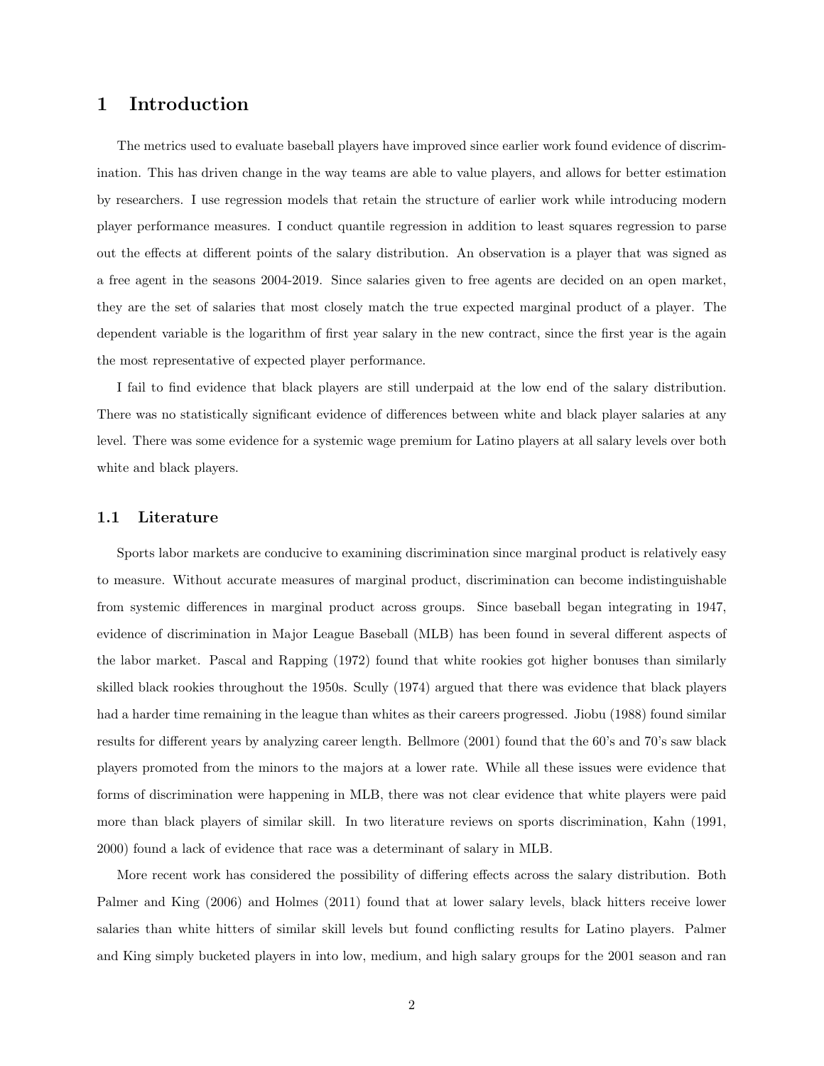# 1 Introduction

The metrics used to evaluate baseball players have improved since earlier work found evidence of discrimination. This has driven change in the way teams are able to value players, and allows for better estimation by researchers. I use regression models that retain the structure of earlier work while introducing modern player performance measures. I conduct quantile regression in addition to least squares regression to parse out the effects at different points of the salary distribution. An observation is a player that was signed as a free agent in the seasons 2004-2019. Since salaries given to free agents are decided on an open market, they are the set of salaries that most closely match the true expected marginal product of a player. The dependent variable is the logarithm of first year salary in the new contract, since the first year is the again the most representative of expected player performance.

I fail to find evidence that black players are still underpaid at the low end of the salary distribution. There was no statistically significant evidence of differences between white and black player salaries at any level. There was some evidence for a systemic wage premium for Latino players at all salary levels over both white and black players.

## 1.1 Literature

Sports labor markets are conducive to examining discrimination since marginal product is relatively easy to measure. Without accurate measures of marginal product, discrimination can become indistinguishable from systemic differences in marginal product across groups. Since baseball began integrating in 1947, evidence of discrimination in Major League Baseball (MLB) has been found in several different aspects of the labor market. Pascal and Rapping (1972) found that white rookies got higher bonuses than similarly skilled black rookies throughout the 1950s. Scully (1974) argued that there was evidence that black players had a harder time remaining in the league than whites as their careers progressed. Jiobu (1988) found similar results for different years by analyzing career length. Bellmore (2001) found that the 60's and 70's saw black players promoted from the minors to the majors at a lower rate. While all these issues were evidence that forms of discrimination were happening in MLB, there was not clear evidence that white players were paid more than black players of similar skill. In two literature reviews on sports discrimination, Kahn (1991, 2000) found a lack of evidence that race was a determinant of salary in MLB.

More recent work has considered the possibility of differing effects across the salary distribution. Both Palmer and King (2006) and Holmes (2011) found that at lower salary levels, black hitters receive lower salaries than white hitters of similar skill levels but found conflicting results for Latino players. Palmer and King simply bucketed players in into low, medium, and high salary groups for the 2001 season and ran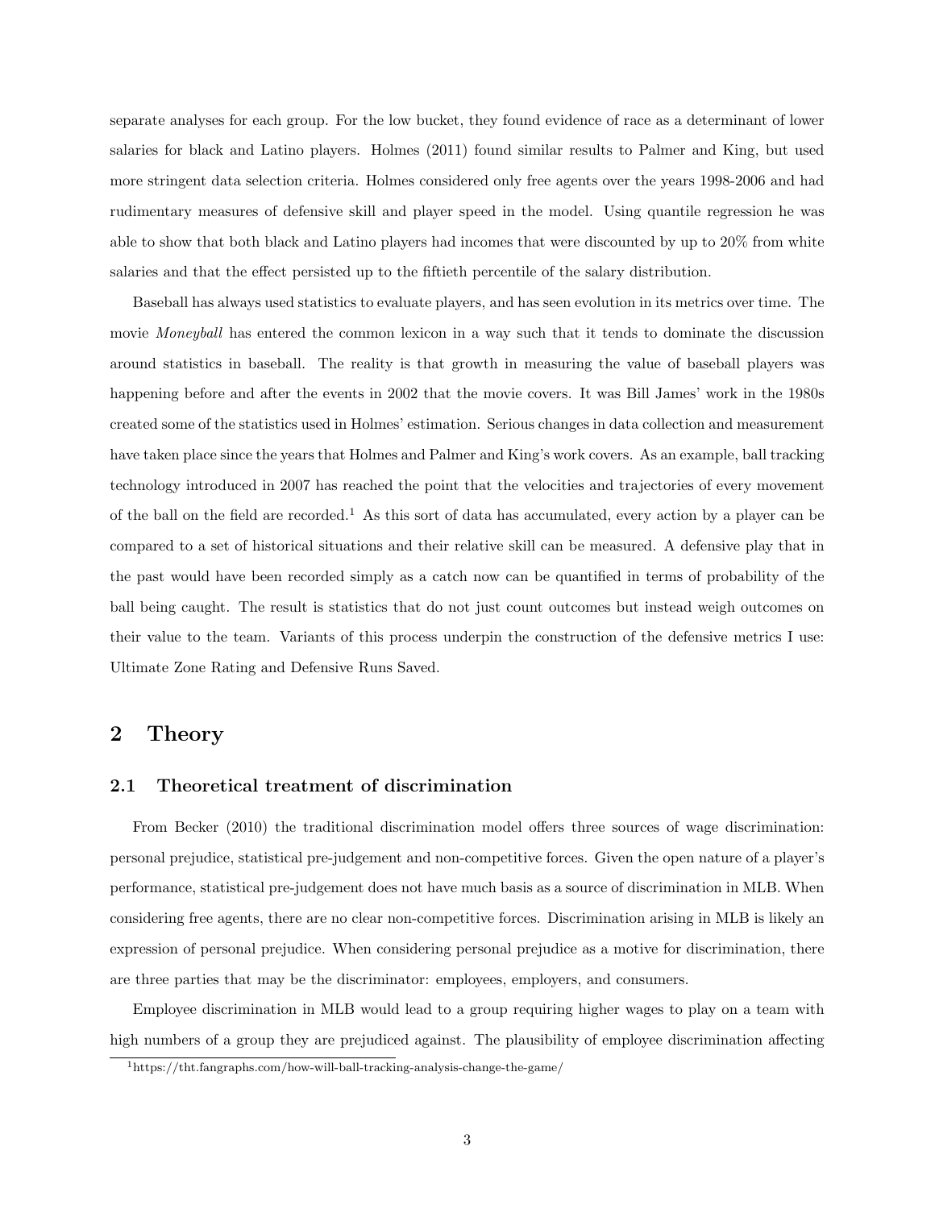separate analyses for each group. For the low bucket, they found evidence of race as a determinant of lower salaries for black and Latino players. Holmes (2011) found similar results to Palmer and King, but used more stringent data selection criteria. Holmes considered only free agents over the years 1998-2006 and had rudimentary measures of defensive skill and player speed in the model. Using quantile regression he was able to show that both black and Latino players had incomes that were discounted by up to 20% from white salaries and that the effect persisted up to the fiftieth percentile of the salary distribution.

Baseball has always used statistics to evaluate players, and has seen evolution in its metrics over time. The movie *Moneyball* has entered the common lexicon in a way such that it tends to dominate the discussion around statistics in baseball. The reality is that growth in measuring the value of baseball players was happening before and after the events in 2002 that the movie covers. It was Bill James' work in the 1980s created some of the statistics used in Holmes' estimation. Serious changes in data collection and measurement have taken place since the years that Holmes and Palmer and King's work covers. As an example, ball tracking technology introduced in 2007 has reached the point that the velocities and trajectories of every movement of the ball on the field are recorded.[1] As this sort of data has accumulated, every action by a player can be compared to a set of historical situations and their relative skill can be measured. A defensive play that in the past would have been recorded simply as a catch now can be quantified in terms of probability of the ball being caught. The result is statistics that do not just count outcomes but instead weigh outcomes on their value to the team. Variants of this process underpin the construction of the defensive metrics I use: Ultimate Zone Rating and Defensive Runs Saved.

## 2 Theory

### 2.1 Theoretical treatment of discrimination

From Becker (2010) the traditional discrimination model offers three sources of wage discrimination: personal prejudice, statistical pre-judgement and non-competitive forces. Given the open nature of a player's performance, statistical pre-judgement does not have much basis as a source of discrimination in MLB. When considering free agents, there are no clear non-competitive forces. Discrimination arising in MLB is likely an expression of personal prejudice. When considering personal prejudice as a motive for discrimination, there are three parties that may be the discriminator: employees, employers, and consumers.

Employee discrimination in MLB would lead to a group requiring higher wages to play on a team with high numbers of a group they are prejudiced against. The plausibility of employee discrimination affecting

[1] https://tht.fangraphs.com/how-will-ball-tracking-analysis-change-the-game/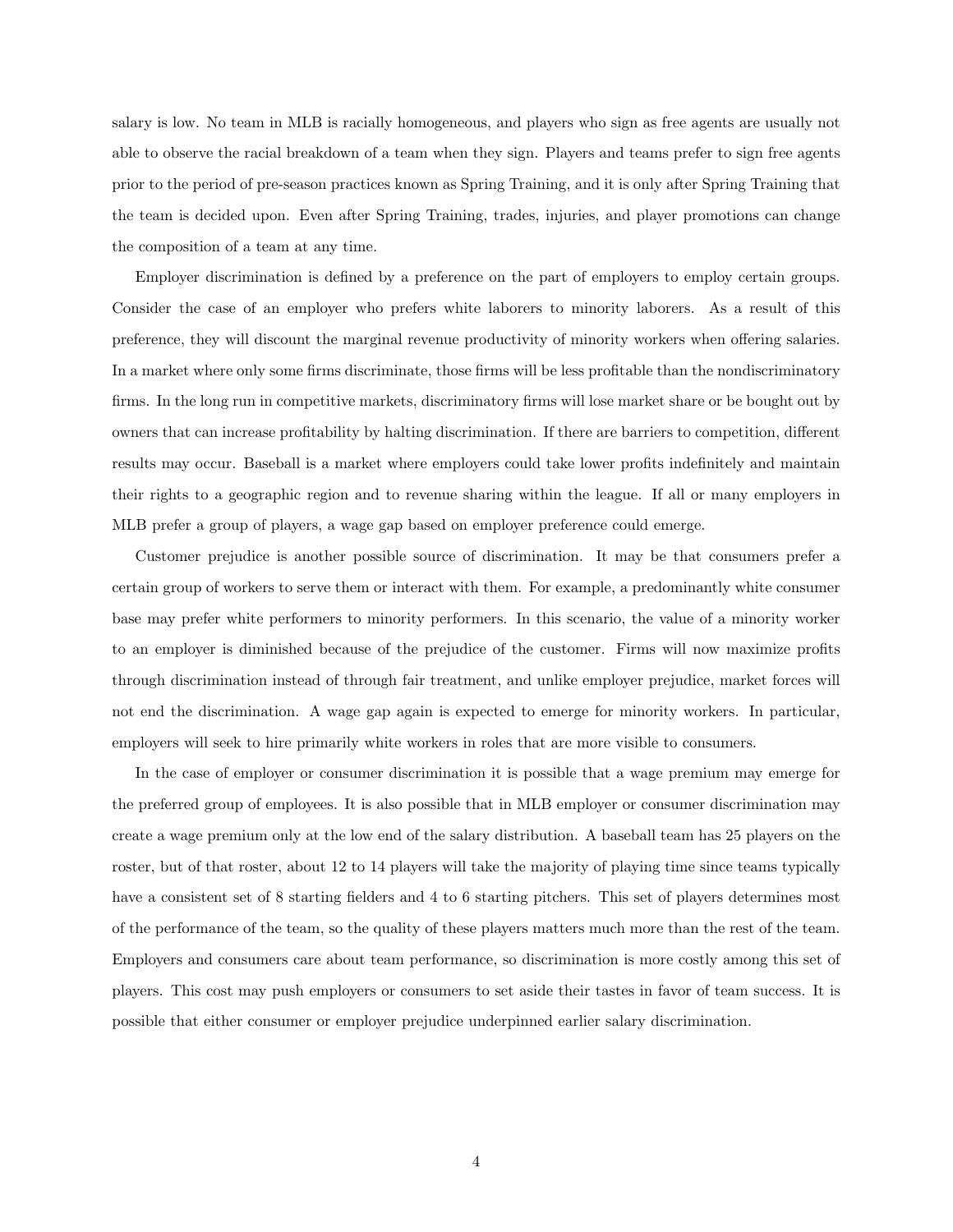salary is low. No team in MLB is racially homogeneous, and players who sign as free agents are usually not able to observe the racial breakdown of a team when they sign. Players and teams prefer to sign free agents prior to the period of pre-season practices known as Spring Training, and it is only after Spring Training that the team is decided upon. Even after Spring Training, trades, injuries, and player promotions can change the composition of a team at any time.

Employer discrimination is defined by a preference on the part of employers to employ certain groups. Consider the case of an employer who prefers white laborers to minority laborers. As a result of this preference, they will discount the marginal revenue productivity of minority workers when offering salaries. In a market where only some firms discriminate, those firms will be less profitable than the nondiscriminatory firms. In the long run in competitive markets, discriminatory firms will lose market share or be bought out by owners that can increase profitability by halting discrimination. If there are barriers to competition, different results may occur. Baseball is a market where employers could take lower profits indefinitely and maintain their rights to a geographic region and to revenue sharing within the league. If all or many employers in MLB prefer a group of players, a wage gap based on employer preference could emerge.

Customer prejudice is another possible source of discrimination. It may be that consumers prefer a certain group of workers to serve them or interact with them. For example, a predominantly white consumer base may prefer white performers to minority performers. In this scenario, the value of a minority worker to an employer is diminished because of the prejudice of the customer. Firms will now maximize profits through discrimination instead of through fair treatment, and unlike employer prejudice, market forces will not end the discrimination. A wage gap again is expected to emerge for minority workers. In particular, employers will seek to hire primarily white workers in roles that are more visible to consumers.

In the case of employer or consumer discrimination it is possible that a wage premium may emerge for the preferred group of employees. It is also possible that in MLB employer or consumer discrimination may create a wage premium only at the low end of the salary distribution. A baseball team has 25 players on the roster, but of that roster, about 12 to 14 players will take the majority of playing time since teams typically have a consistent set of 8 starting fielders and 4 to 6 starting pitchers. This set of players determines most of the performance of the team, so the quality of these players matters much more than the rest of the team. Employers and consumers care about team performance, so discrimination is more costly among this set of players. This cost may push employers or consumers to set aside their tastes in favor of team success. It is possible that either consumer or employer prejudice underpinned earlier salary discrimination.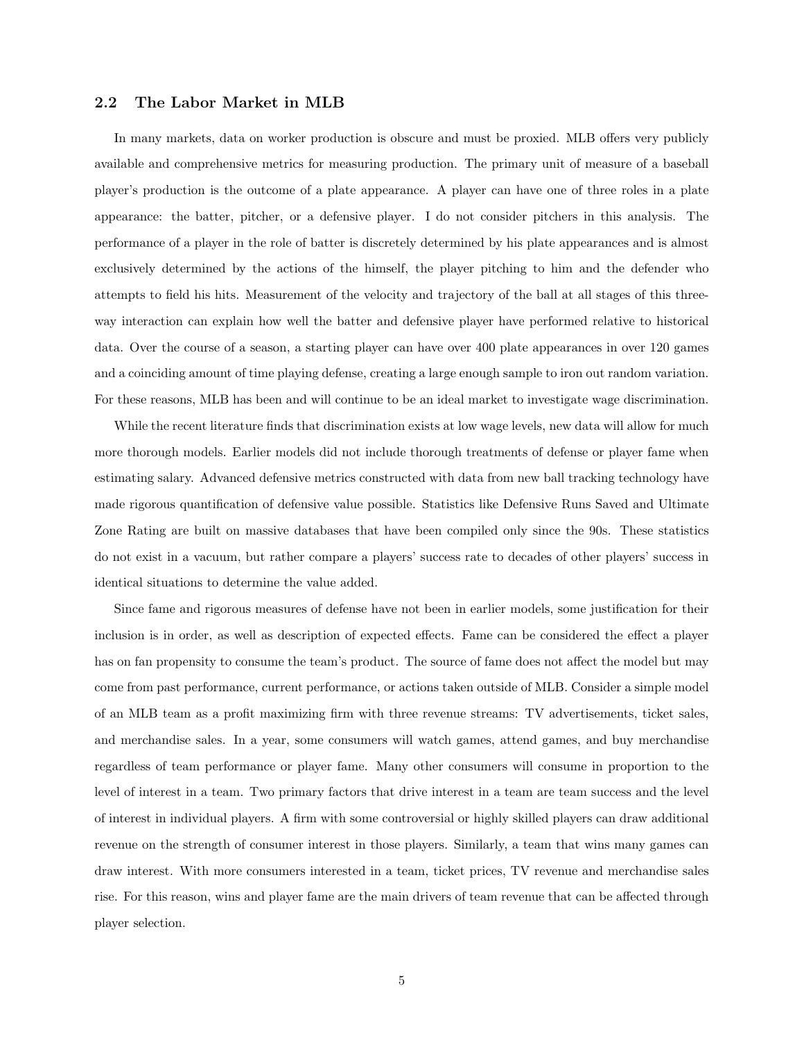## 2.2 The Labor Market in MLB

In many markets, data on worker production is obscure and must be proxied. MLB offers very publicly available and comprehensive metrics for measuring production. The primary unit of measure of a baseball player's production is the outcome of a plate appearance. A player can have one of three roles in a plate appearance: the batter, pitcher, or a defensive player. I do not consider pitchers in this analysis. The performance of a player in the role of batter is discretely determined by his plate appearances and is almost exclusively determined by the actions of the himself, the player pitching to him and the defender who attempts to field his hits. Measurement of the velocity and trajectory of the ball at all stages of this three-way interaction can explain how well the batter and defensive player have performed relative to historical data. Over the course of a season, a starting player can have over 400 plate appearances in over 120 games and a coinciding amount of time playing defense, creating a large enough sample to iron out random variation. For these reasons, MLB has been and will continue to be an ideal market to investigate wage discrimination.

While the recent literature finds that discrimination exists at low wage levels, new data will allow for much more thorough models. Earlier models did not include thorough treatments of defense or player fame when estimating salary. Advanced defensive metrics constructed with data from new ball tracking technology have made rigorous quantification of defensive value possible. Statistics like Defensive Runs Saved and Ultimate Zone Rating are built on massive databases that have been compiled only since the 90s. These statistics do not exist in a vacuum, but rather compare a players' success rate to decades of other players' success in identical situations to determine the value added.

Since fame and rigorous measures of defense have not been in earlier models, some justification for their inclusion is in order, as well as description of expected effects. Fame can be considered the effect a player has on fan propensity to consume the team's product. The source of fame does not affect the model but may come from past performance, current performance, or actions taken outside of MLB. Consider a simple model of an MLB team as a profit maximizing firm with three revenue streams: TV advertisements, ticket sales, and merchandise sales. In a year, some consumers will watch games, attend games, and buy merchandise regardless of team performance or player fame. Many other consumers will consume in proportion to the level of interest in a team. Two primary factors that drive interest in a team are team success and the level of interest in individual players. A firm with some controversial or highly skilled players can draw additional revenue on the strength of consumer interest in those players. Similarly, a team that wins many games can draw interest. With more consumers interested in a team, ticket prices, TV revenue and merchandise sales rise. For this reason, wins and player fame are the main drivers of team revenue that can be affected through player selection.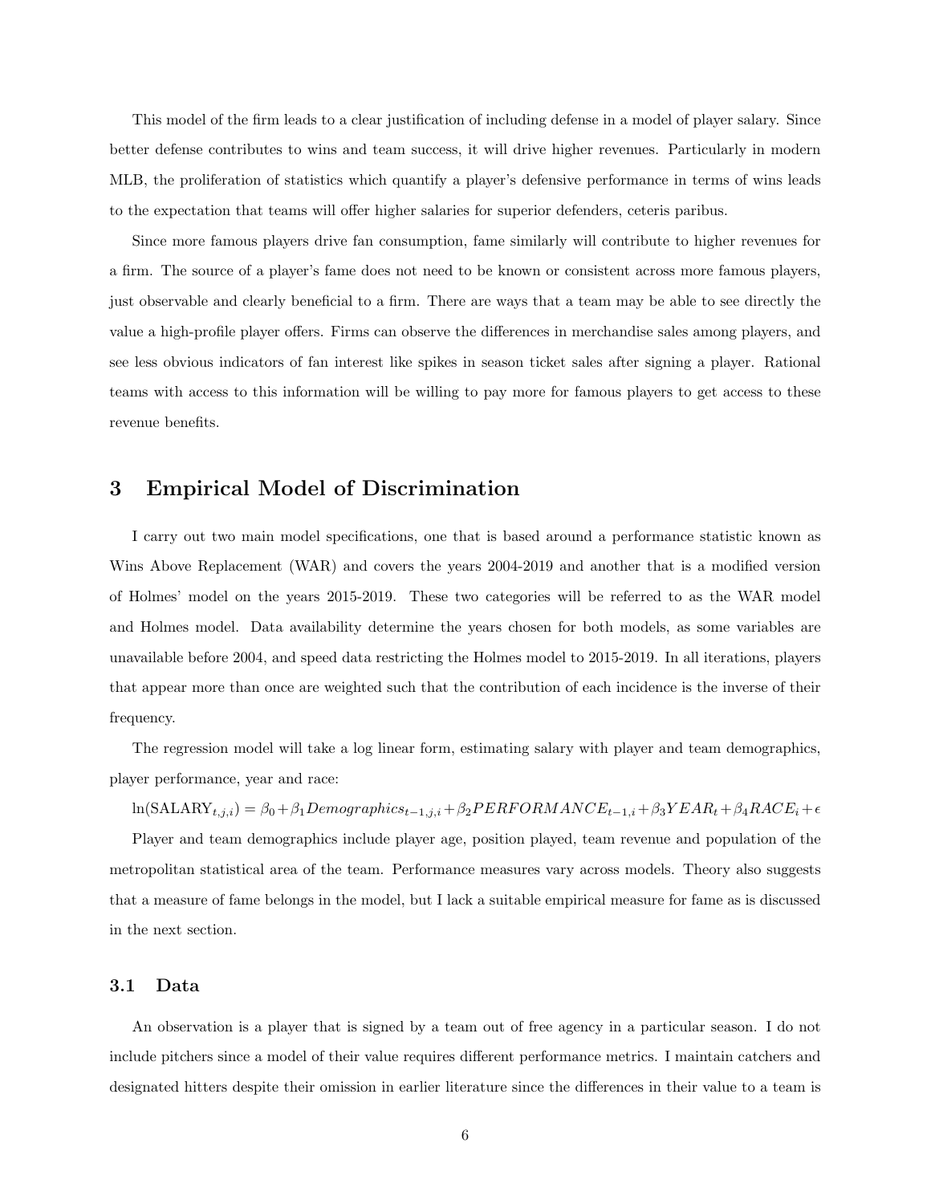This model of the firm leads to a clear justification of including defense in a model of player salary. Since better defense contributes to wins and team success, it will drive higher revenues. Particularly in modern MLB, the proliferation of statistics which quantify a player's defensive performance in terms of wins leads to the expectation that teams will offer higher salaries for superior defenders, ceteris paribus.

Since more famous players drive fan consumption, fame similarly will contribute to higher revenues for a firm. The source of a player's fame does not need to be known or consistent across more famous players, just observable and clearly beneficial to a firm. There are ways that a team may be able to see directly the value a high-profile player offers. Firms can observe the differences in merchandise sales among players, and see less obvious indicators of fan interest like spikes in season ticket sales after signing a player. Rational teams with access to this information will be willing to pay more for famous players to get access to these revenue benefits.

## 3 Empirical Model of Discrimination

I carry out two main model specifications, one that is based around a performance statistic known as Wins Above Replacement (WAR) and covers the years 2004-2019 and another that is a modified version of Holmes' model on the years 2015-2019. These two categories will be referred to as the WAR model and Holmes model. Data availability determine the years chosen for both models, as some variables are unavailable before 2004, and speed data restricting the Holmes model to 2015-2019. In all iterations, players that appear more than once are weighted such that the contribution of each incidence is the inverse of their frequency.

The regression model will take a log linear form, estimating salary with player and team demographics, player performance, year and race:

$$\ln(\text{SALARY}_{t,j,i}) = \beta_0 + \beta_1 Demographics_{t-1,j,i} + \beta_2 PERFORMANCE_{t-1,i} + \beta_3 YEAR_t + \beta_4 RACE_i + \epsilon$$

Player and team demographics include player age, position played, team revenue and population of the metropolitan statistical area of the team. Performance measures vary across models. Theory also suggests that a measure of fame belongs in the model, but I lack a suitable empirical measure for fame as is discussed in the next section.

### 3.1 Data

An observation is a player that is signed by a team out of free agency in a particular season. I do not include pitchers since a model of their value requires different performance metrics. I maintain catchers and designated hitters despite their omission in earlier literature since the differences in their value to a team is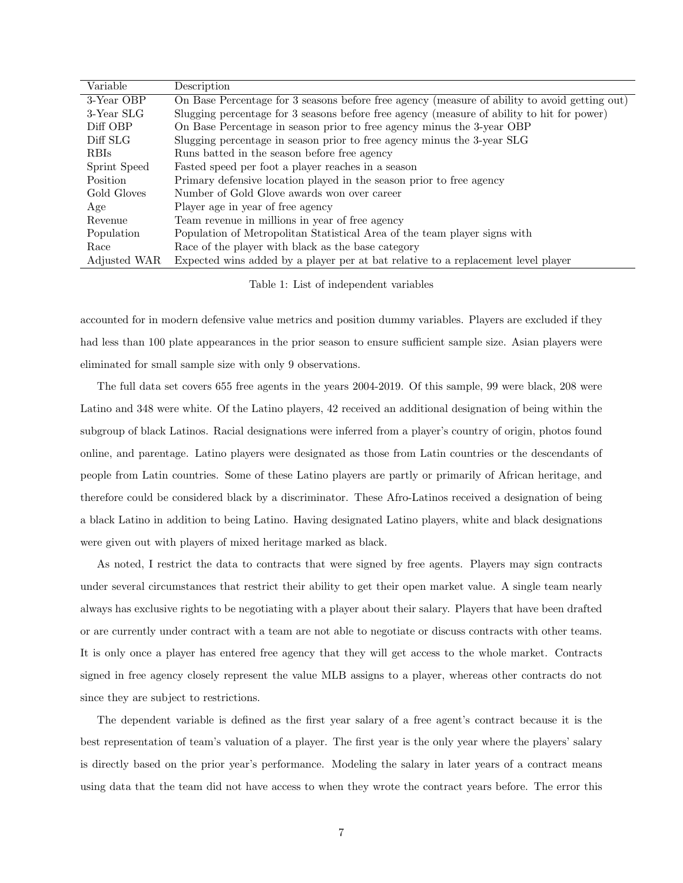| Variable | Description |
|---|---|
| 3-Year OBP | On Base Percentage for 3 seasons before free agency (measure of ability to avoid getting out) |
| 3-Year SLG | Slugging percentage for 3 seasons before free agency (measure of ability to hit for power) |
| Diff OBP | On Base Percentage in season prior to free agency minus the 3-year OBP |
| Diff SLG | Slugging percentage in season prior to free agency minus the 3-year SLG |
| RBIs | Runs batted in the season before free agency |
| Sprint Speed | Fasted speed per foot a player reaches in a season |
| Position | Primary defensive location played in the season prior to free agency |
| Gold Gloves | Number of Gold Glove awards won over career |
| Age | Player age in year of free agency |
| Revenue | Team revenue in millions in year of free agency |
| Population | Population of Metropolitan Statistical Area of the team player signs with |
| Race | Race of the player with black as the base category |
| Adjusted WAR | Expected wins added by a player per at bat relative to a replacement level player |

Table 1: List of independent variables

accounted for in modern defensive value metrics and position dummy variables. Players are excluded if they had less than 100 plate appearances in the prior season to ensure sufficient sample size. Asian players were eliminated for small sample size with only 9 observations.

The full data set covers 655 free agents in the years 2004-2019. Of this sample, 99 were black, 208 were Latino and 348 were white. Of the Latino players, 42 received an additional designation of being within the subgroup of black Latinos. Racial designations were inferred from a player's country of origin, photos found online, and parentage. Latino players were designated as those from Latin countries or the descendants of people from Latin countries. Some of these Latino players are partly or primarily of African heritage, and therefore could be considered black by a discriminator. These Afro-Latinos received a designation of being a black Latino in addition to being Latino. Having designated Latino players, white and black designations were given out with players of mixed heritage marked as black.

As noted, I restrict the data to contracts that were signed by free agents. Players may sign contracts under several circumstances that restrict their ability to get their open market value. A single team nearly always has exclusive rights to be negotiating with a player about their salary. Players that have been drafted or are currently under contract with a team are not able to negotiate or discuss contracts with other teams. It is only once a player has entered free agency that they will get access to the whole market. Contracts signed in free agency closely represent the value MLB assigns to a player, whereas other contracts do not since they are subject to restrictions.

The dependent variable is defined as the first year salary of a free agent's contract because it is the best representation of team's valuation of a player. The first year is the only year where the players' salary is directly based on the prior year's performance. Modeling the salary in later years of a contract means using data that the team did not have access to when they wrote the contract years before. The error this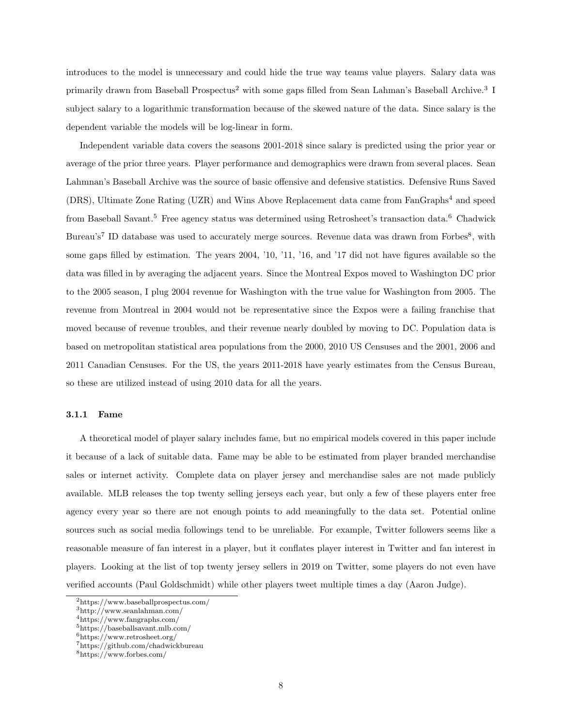introduces to the model is unnecessary and could hide the true way teams value players. Salary data was primarily drawn from Baseball Prospectus[2] with some gaps filled from Sean Lahman's Baseball Archive.[3] I subject salary to a logarithmic transformation because of the skewed nature of the data. Since salary is the dependent variable the models will be log-linear in form.

Independent variable data covers the seasons 2001-2018 since salary is predicted using the prior year or average of the prior three years. Player performance and demographics were drawn from several places. Sean Lahmnan's Baseball Archive was the source of basic offensive and defensive statistics. Defensive Runs Saved (DRS), Ultimate Zone Rating (UZR) and Wins Above Replacement data came from FanGraphs[4] and speed from Baseball Savant.[5] Free agency status was determined using Retrosheet's transaction data.[6] Chadwick Bureau's[7] ID database was used to accurately merge sources. Revenue data was drawn from Forbes[8], with some gaps filled by estimation. The years 2004, '10, '11, '16, and '17 did not have figures available so the data was filled in by averaging the adjacent years. Since the Montreal Expos moved to Washington DC prior to the 2005 season, I plug 2004 revenue for Washington with the true value for Washington from 2005. The revenue from Montreal in 2004 would not be representative since the Expos were a failing franchise that moved because of revenue troubles, and their revenue nearly doubled by moving to DC. Population data is based on metropolitan statistical area populations from the 2000, 2010 US Censuses and the 2001, 2006 and 2011 Canadian Censuses. For the US, the years 2011-2018 have yearly estimates from the Census Bureau, so these are utilized instead of using 2010 data for all the years.

### 3.1.1 Fame

A theoretical model of player salary includes fame, but no empirical models covered in this paper include it because of a lack of suitable data. Fame may be able to be estimated from player branded merchandise sales or internet activity. Complete data on player jersey and merchandise sales are not made publicly available. MLB releases the top twenty selling jerseys each year, but only a few of these players enter free agency every year so there are not enough points to add meaningfully to the data set. Potential online sources such as social media followings tend to be unreliable. For example, Twitter followers seems like a reasonable measure of fan interest in a player, but it conflates player interest in Twitter and fan interest in players. Looking at the list of top twenty jersey sellers in 2019 on Twitter, some players do not even have verified accounts (Paul Goldschmidt) while other players tweet multiple times a day (Aaron Judge).

[2] https://www.baseballprospectus.com/
[3] http://www.seanlahman.com/
[4] https://www.fangraphs.com/
[5] https://baseballsavant.mlb.com/
[6] https://www.retrosheet.org/
[7] https://github.com/chadwickbureau
[8] https://www.forbes.com/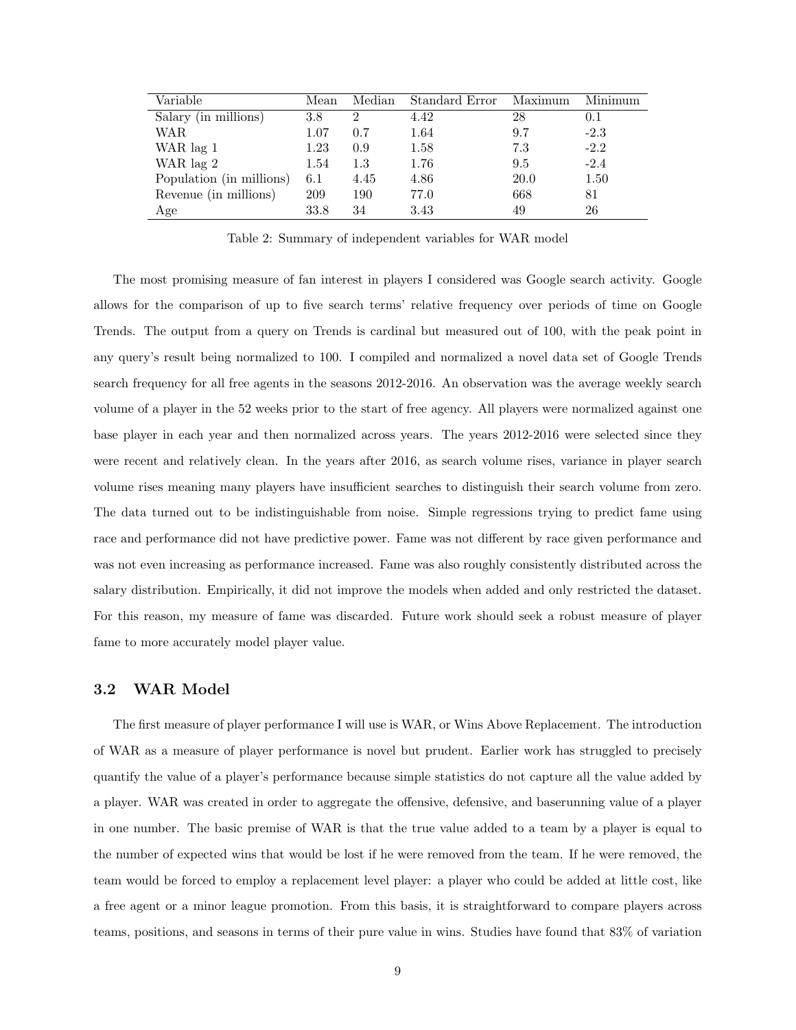| Variable | Mean | Median | Standard Error | Maximum | Minimum |
|---|---|---|---|---|---|
| Salary (in millions) | 3.8 | 2 | 4.42 | 28 | 0.1 |
| WAR | 1.07 | 0.7 | 1.64 | 9.7 | -2.3 |
| WAR lag 1 | 1.23 | 0.9 | 1.58 | 7.3 | -2.2 |
| WAR lag 2 | 1.54 | 1.3 | 1.76 | 9.5 | -2.4 |
| Population (in millions) | 6.1 | 4.45 | 4.86 | 20.0 | 1.50 |
| Revenue (in millions) | 209 | 190 | 77.0 | 668 | 81 |
| Age | 33.8 | 34 | 3.43 | 49 | 26 |

Table 2: Summary of independent variables for WAR model

The most promising measure of fan interest in players I considered was Google search activity. Google allows for the comparison of up to five search terms' relative frequency over periods of time on Google Trends. The output from a query on Trends is cardinal but measured out of 100, with the peak point in any query's result being normalized to 100. I compiled and normalized a novel data set of Google Trends search frequency for all free agents in the seasons 2012-2016. An observation was the average weekly search volume of a player in the 52 weeks prior to the start of free agency. All players were normalized against one base player in each year and then normalized across years. The years 2012-2016 were selected since they were recent and relatively clean. In the years after 2016, as search volume rises, variance in player search volume rises meaning many players have insufficient searches to distinguish their search volume from zero. The data turned out to be indistinguishable from noise. Simple regressions trying to predict fame using race and performance did not have predictive power. Fame was not different by race given performance and was not even increasing as performance increased. Fame was also roughly consistently distributed across the salary distribution. Empirically, it did not improve the models when added and only restricted the dataset. For this reason, my measure of fame was discarded. Future work should seek a robust measure of player fame to more accurately model player value.

### 3.2 WAR Model

The first measure of player performance I will use is WAR, or Wins Above Replacement. The introduction of WAR as a measure of player performance is novel but prudent. Earlier work has struggled to precisely quantify the value of a player's performance because simple statistics do not capture all the value added by a player. WAR was created in order to aggregate the offensive, defensive, and baserunning value of a player in one number. The basic premise of WAR is that the true value added to a team by a player is equal to the number of expected wins that would be lost if he were removed from the team. If he were removed, the team would be forced to employ a replacement level player: a player who could be added at little cost, like a free agent or a minor league promotion. From this basis, it is straightforward to compare players across teams, positions, and seasons in terms of their pure value in wins. Studies have found that 83% of variation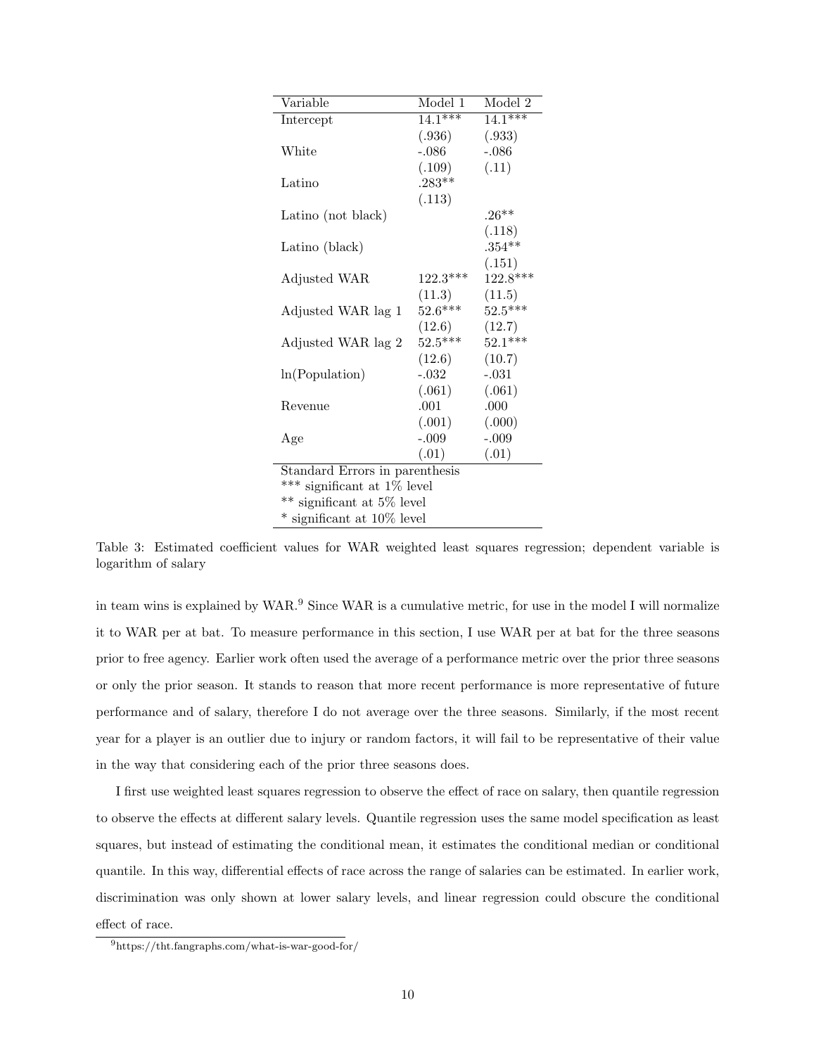| Variable | Model 1 | Model 2 |
|---|---|---|
| Intercept | 14.1*** | 14.1*** |
| | (.936) | (.933) |
| White | -.086 | -.086 |
| | (.109) | (.11) |
| Latino | .283** | |
| | (.113) | |
| Latino (not black) | | .26** |
| | | (.118) |
| Latino (black) | | .354** |
| | | (.151) |
| Adjusted WAR | 122.3*** | 122.8*** |
| | (11.3) | (11.5) |
| Adjusted WAR lag 1 | 52.6*** | 52.5*** |
| | (12.6) | (12.7) |
| Adjusted WAR lag 2 | 52.5*** | 52.1*** |
| | (12.6) | (10.7) |
| ln(Population) | -.032 | -.031 |
| | (.061) | (.061) |
| Revenue | .001 | .000 |
| | (.001) | (.000) |
| Age | -.009 | -.009 |
| | (.01) | (.01) |
| Standard Errors in parenthesis | | |
| *** significant at 1% level | | |
| ** significant at 5% level | | |
| * significant at 10% level | | |

Table 3: Estimated coefficient values for WAR weighted least squares regression; dependent variable is logarithm of salary

in team wins is explained by WAR.[9] Since WAR is a cumulative metric, for use in the model I will normalize it to WAR per at bat. To measure performance in this section, I use WAR per at bat for the three seasons prior to free agency. Earlier work often used the average of a performance metric over the prior three seasons or only the prior season. It stands to reason that more recent performance is more representative of future performance and of salary, therefore I do not average over the three seasons. Similarly, if the most recent year for a player is an outlier due to injury or random factors, it will fail to be representative of their value in the way that considering each of the prior three seasons does.

I first use weighted least squares regression to observe the effect of race on salary, then quantile regression to observe the effects at different salary levels. Quantile regression uses the same model specification as least squares, but instead of estimating the conditional mean, it estimates the conditional median or conditional quantile. In this way, differential effects of race across the range of salaries can be estimated. In earlier work, discrimination was only shown at lower salary levels, and linear regression could obscure the conditional effect of race.

[9] https://tht.fangraphs.com/what-is-war-good-for/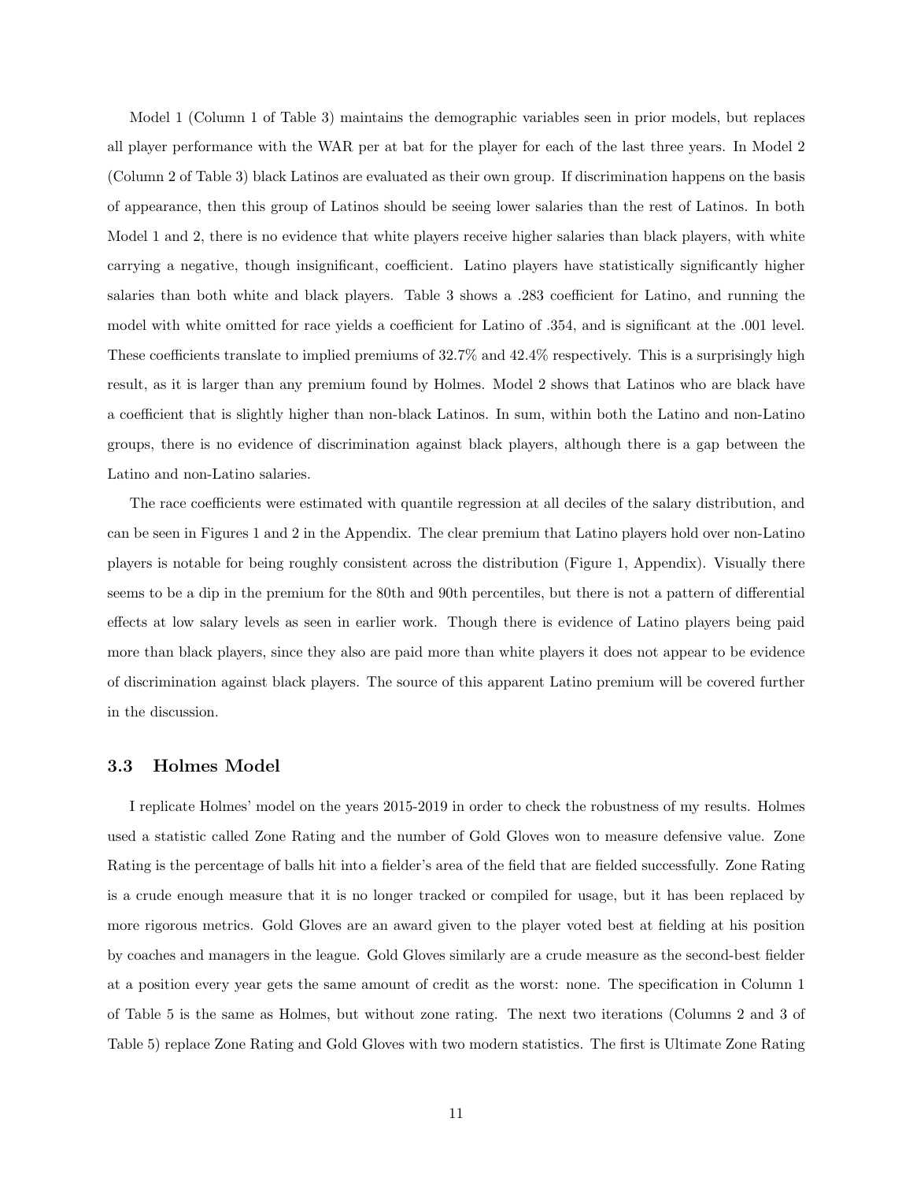Model 1 (Column 1 of Table 3) maintains the demographic variables seen in prior models, but replaces all player performance with the WAR per at bat for the player for each of the last three years. In Model 2 (Column 2 of Table 3) black Latinos are evaluated as their own group. If discrimination happens on the basis of appearance, then this group of Latinos should be seeing lower salaries than the rest of Latinos. In both Model 1 and 2, there is no evidence that white players receive higher salaries than black players, with white carrying a negative, though insignificant, coefficient. Latino players have statistically significantly higher salaries than both white and black players. Table 3 shows a .283 coefficient for Latino, and running the model with white omitted for race yields a coefficient for Latino of .354, and is significant at the .001 level. These coefficients translate to implied premiums of 32.7% and 42.4% respectively. This is a surprisingly high result, as it is larger than any premium found by Holmes. Model 2 shows that Latinos who are black have a coefficient that is slightly higher than non-black Latinos. In sum, within both the Latino and non-Latino groups, there is no evidence of discrimination against black players, although there is a gap between the Latino and non-Latino salaries.

The race coefficients were estimated with quantile regression at all deciles of the salary distribution, and can be seen in Figures 1 and 2 in the Appendix. The clear premium that Latino players hold over non-Latino players is notable for being roughly consistent across the distribution (Figure 1, Appendix). Visually there seems to be a dip in the premium for the 80th and 90th percentiles, but there is not a pattern of differential effects at low salary levels as seen in earlier work. Though there is evidence of Latino players being paid more than black players, since they also are paid more than white players it does not appear to be evidence of discrimination against black players. The source of this apparent Latino premium will be covered further in the discussion.

### 3.3 Holmes Model

I replicate Holmes' model on the years 2015-2019 in order to check the robustness of my results. Holmes used a statistic called Zone Rating and the number of Gold Gloves won to measure defensive value. Zone Rating is the percentage of balls hit into a fielder's area of the field that are fielded successfully. Zone Rating is a crude enough measure that it is no longer tracked or compiled for usage, but it has been replaced by more rigorous metrics. Gold Gloves are an award given to the player voted best at fielding at his position by coaches and managers in the league. Gold Gloves similarly are a crude measure as the second-best fielder at a position every year gets the same amount of credit as the worst: none. The specification in Column 1 of Table 5 is the same as Holmes, but without zone rating. The next two iterations (Columns 2 and 3 of Table 5) replace Zone Rating and Gold Gloves with two modern statistics. The first is Ultimate Zone Rating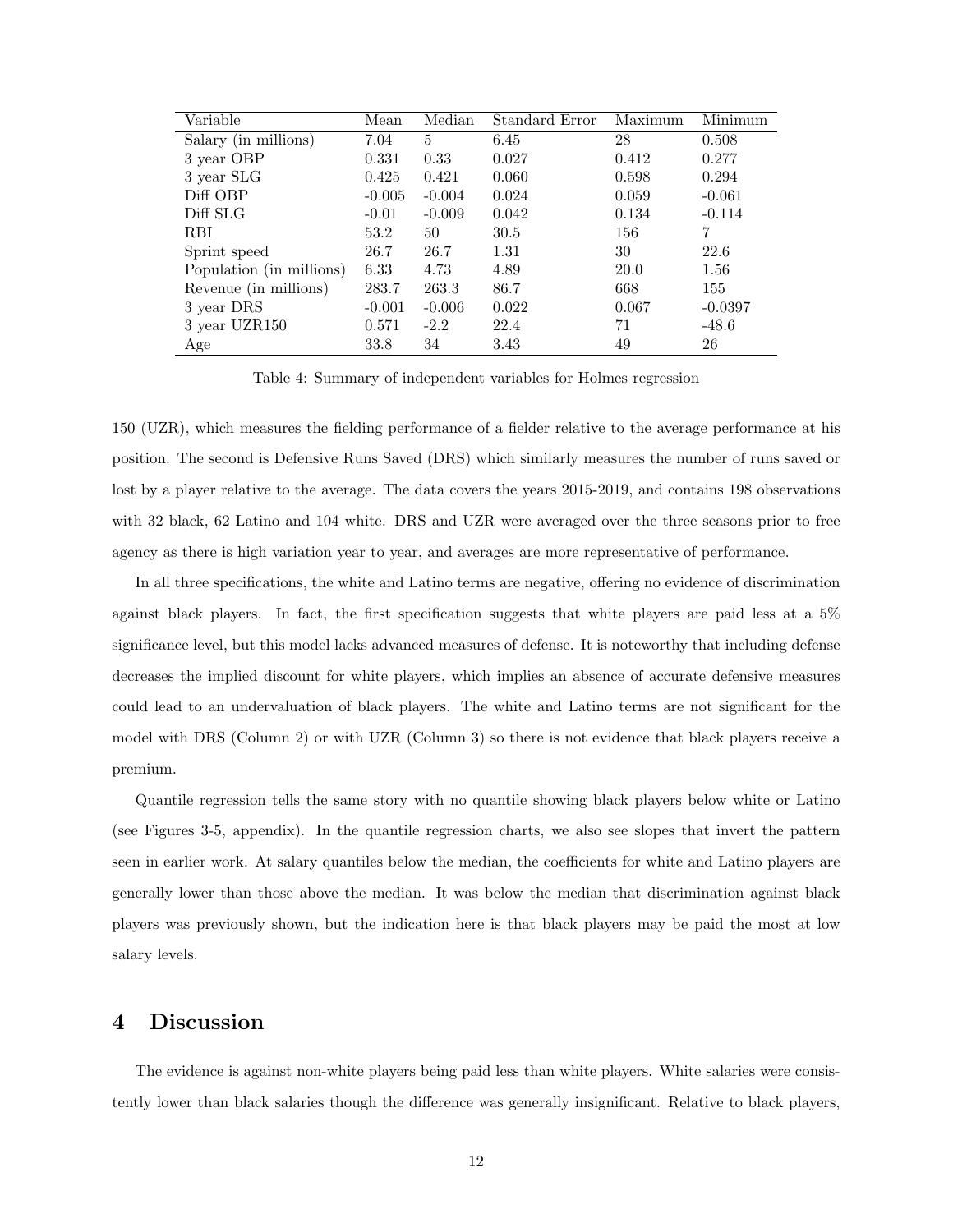| Variable | Mean | Median | Standard Error | Maximum | Minimum |
|---|---|---|---|---|---|
| Salary (in millions) | 7.04 | 5 | 6.45 | 28 | 0.508 |
| 3 year OBP | 0.331 | 0.33 | 0.027 | 0.412 | 0.277 |
| 3 year SLG | 0.425 | 0.421 | 0.060 | 0.598 | 0.294 |
| Diff OBP | -0.005 | -0.004 | 0.024 | 0.059 | -0.061 |
| Diff SLG | -0.01 | -0.009 | 0.042 | 0.134 | -0.114 |
| RBI | 53.2 | 50 | 30.5 | 156 | 7 |
| Sprint speed | 26.7 | 26.7 | 1.31 | 30 | 22.6 |
| Population (in millions) | 6.33 | 4.73 | 4.89 | 20.0 | 1.56 |
| Revenue (in millions) | 283.7 | 263.3 | 86.7 | 668 | 155 |
| 3 year DRS | -0.001 | -0.006 | 0.022 | 0.067 | -0.0397 |
| 3 year UZR150 | 0.571 | -2.2 | 22.4 | 71 | -48.6 |
| Age | 33.8 | 34 | 3.43 | 49 | 26 |

Table 4: Summary of independent variables for Holmes regression

150 (UZR), which measures the fielding performance of a fielder relative to the average performance at his position. The second is Defensive Runs Saved (DRS) which similarly measures the number of runs saved or lost by a player relative to the average. The data covers the years 2015-2019, and contains 198 observations with 32 black, 62 Latino and 104 white. DRS and UZR were averaged over the three seasons prior to free agency as there is high variation year to year, and averages are more representative of performance.

In all three specifications, the white and Latino terms are negative, offering no evidence of discrimination against black players. In fact, the first specification suggests that white players are paid less at a 5% significance level, but this model lacks advanced measures of defense. It is noteworthy that including defense decreases the implied discount for white players, which implies an absence of accurate defensive measures could lead to an undervaluation of black players. The white and Latino terms are not significant for the model with DRS (Column 2) or with UZR (Column 3) so there is not evidence that black players receive a premium.

Quantile regression tells the same story with no quantile showing black players below white or Latino (see Figures 3-5, appendix). In the quantile regression charts, we also see slopes that invert the pattern seen in earlier work. At salary quantiles below the median, the coefficients for white and Latino players are generally lower than those above the median. It was below the median that discrimination against black players was previously shown, but the indication here is that black players may be paid the most at low salary levels.

## 4 Discussion

The evidence is against non-white players being paid less than white players. White salaries were consistently lower than black salaries though the difference was generally insignificant. Relative to black players,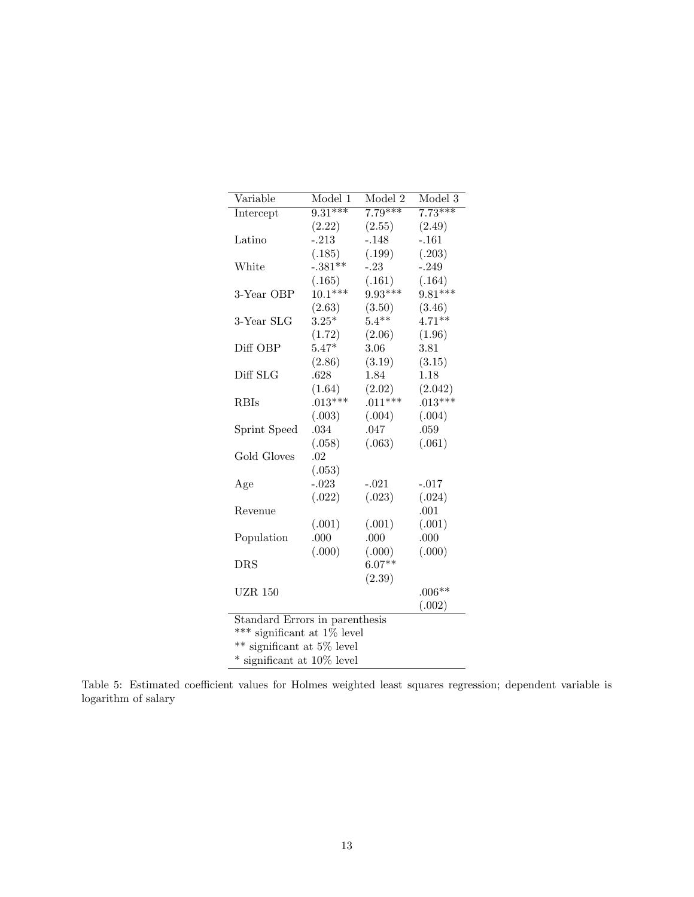| Variable | Model 1 | Model 2 | Model 3 |
|---|---|---|---|
| Intercept | 9.31*** | 7.79*** | 7.73*** |
| | (2.22) | (2.55) | (2.49) |
| Latino | -.213 | -.148 | -.161 |
| | (.185) | (.199) | (.203) |
| White | -.381** | -.23 | -.249 |
| | (.165) | (.161) | (.164) |
| 3-Year OBP | 10.1*** | 9.93*** | 9.81*** |
| | (2.63) | (3.50) | (3.46) |
| 3-Year SLG | 3.25* | 5.4** | 4.71** |
| | (1.72) | (2.06) | (1.96) |
| Diff OBP | 5.47* | 3.06 | 3.81 |
| | (2.86) | (3.19) | (3.15) |
| Diff SLG | .628 | 1.84 | 1.18 |
| | (1.64) | (2.02) | (2.042) |
| RBIs | .013*** | .011*** | .013*** |
| | (.003) | (.004) | (.004) |
| Sprint Speed | .034 | .047 | .059 |
| | (.058) | (.063) | (.061) |
| Gold Gloves | .02 | | |
| | (.053) | | |
| Age | -.023 | -.021 | -.017 |
| | (.022) | (.023) | (.024) |
| Revenue | | | .001 |
| | (.001) | (.001) | (.001) |
| Population | .000 | .000 | .000 |
| | (.000) | (.000) | (.000) |
| DRS | | 6.07** | |
| | | (2.39) | |
| UZR 150 | | | .006** |
| | | | (.002) |
| Standard Errors in parenthesis | | | |
| *** significant at 1% level | | | |
| ** significant at 5% level | | | |
| * significant at 10% level | | | |

Table 5: Estimated coefficient values for Holmes weighted least squares regression; dependent variable is logarithm of salary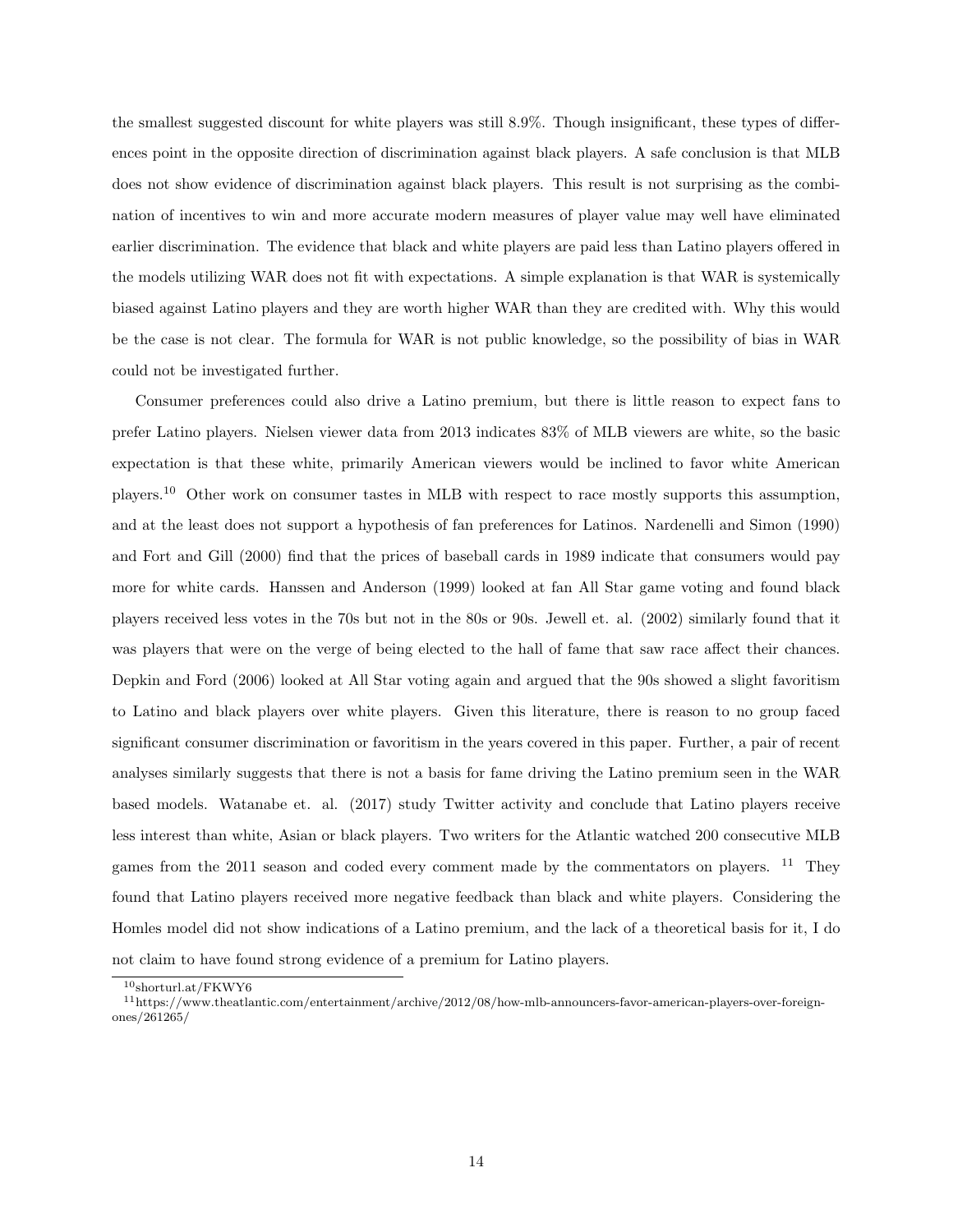the smallest suggested discount for white players was still 8.9%. Though insignificant, these types of differences point in the opposite direction of discrimination against black players. A safe conclusion is that MLB does not show evidence of discrimination against black players. This result is not surprising as the combination of incentives to win and more accurate modern measures of player value may well have eliminated earlier discrimination. The evidence that black and white players are paid less than Latino players offered in the models utilizing WAR does not fit with expectations. A simple explanation is that WAR is systemically biased against Latino players and they are worth higher WAR than they are credited with. Why this would be the case is not clear. The formula for WAR is not public knowledge, so the possibility of bias in WAR could not be investigated further.

Consumer preferences could also drive a Latino premium, but there is little reason to expect fans to prefer Latino players. Nielsen viewer data from 2013 indicates 83% of MLB viewers are white, so the basic expectation is that these white, primarily American viewers would be inclined to favor white American players.[10] Other work on consumer tastes in MLB with respect to race mostly supports this assumption, and at the least does not support a hypothesis of fan preferences for Latinos. Nardenelli and Simon (1990) and Fort and Gill (2000) find that the prices of baseball cards in 1989 indicate that consumers would pay more for white cards. Hanssen and Anderson (1999) looked at fan All Star game voting and found black players received less votes in the 70s but not in the 80s or 90s. Jewell et. al. (2002) similarly found that it was players that were on the verge of being elected to the hall of fame that saw race affect their chances. Depkin and Ford (2006) looked at All Star voting again and argued that the 90s showed a slight favoritism to Latino and black players over white players. Given this literature, there is reason to no group faced significant consumer discrimination or favoritism in the years covered in this paper. Further, a pair of recent analyses similarly suggests that there is not a basis for fame driving the Latino premium seen in the WAR based models. Watanabe et. al. (2017) study Twitter activity and conclude that Latino players receive less interest than white, Asian or black players. Two writers for the Atlantic watched 200 consecutive MLB games from the 2011 season and coded every comment made by the commentators on players. [11] They found that Latino players received more negative feedback than black and white players. Considering the Homles model did not show indications of a Latino premium, and the lack of a theoretical basis for it, I do not claim to have found strong evidence of a premium for Latino players.

[10] shorturl.at/FKWY6

[11] https://www.theatlantic.com/entertainment/archive/2012/08/how-mlb-announcers-favor-american-players-over-foreign-ones/261265/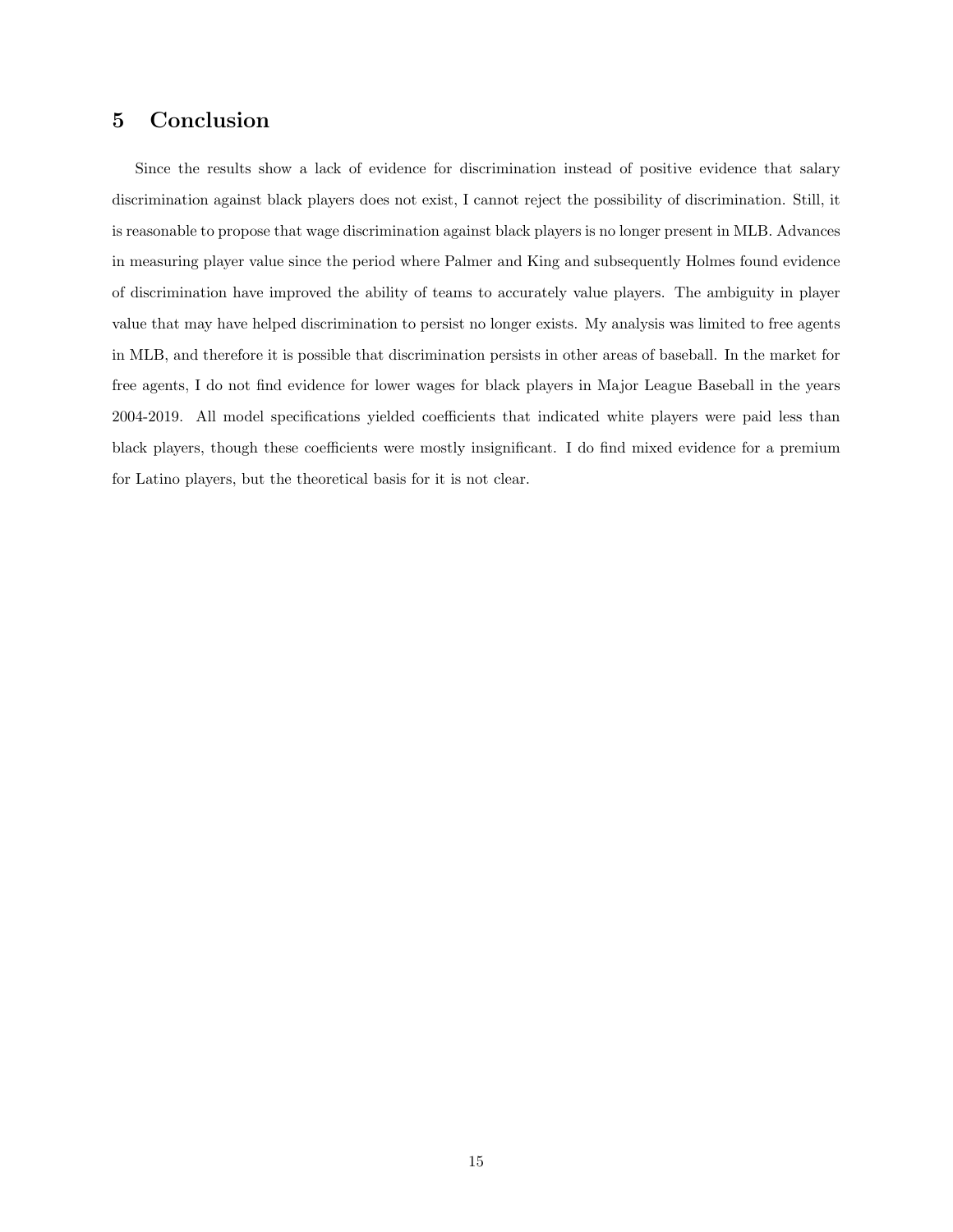## 5 Conclusion

Since the results show a lack of evidence for discrimination instead of positive evidence that salary discrimination against black players does not exist, I cannot reject the possibility of discrimination. Still, it is reasonable to propose that wage discrimination against black players is no longer present in MLB. Advances in measuring player value since the period where Palmer and King and subsequently Holmes found evidence of discrimination have improved the ability of teams to accurately value players. The ambiguity in player value that may have helped discrimination to persist no longer exists. My analysis was limited to free agents in MLB, and therefore it is possible that discrimination persists in other areas of baseball. In the market for free agents, I do not find evidence for lower wages for black players in Major League Baseball in the years 2004-2019. All model specifications yielded coefficients that indicated white players were paid less than black players, though these coefficients were mostly insignificant. I do find mixed evidence for a premium for Latino players, but the theoretical basis for it is not clear.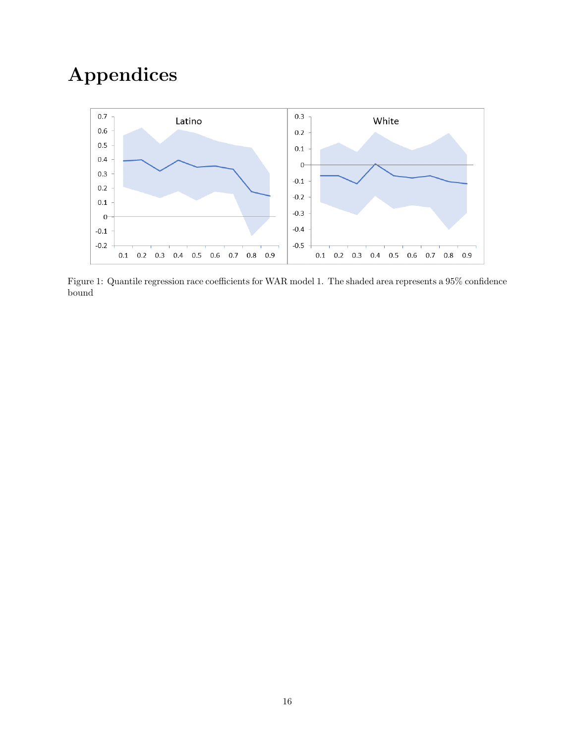# Appendices

Figure 1: Quantile regression race coefficients for WAR model 1. The shaded area represents a 95% confidence bound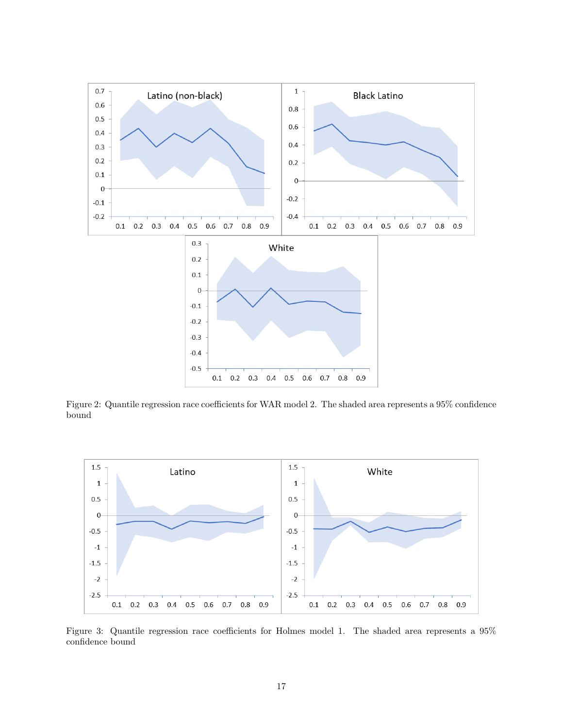Figure 2: Quantile regression race coefficients for WAR model 2. The shaded area represents a 95% confidence bound

Figure 3: Quantile regression race coefficients for Holmes model 1. The shaded area represents a 95% confidence bound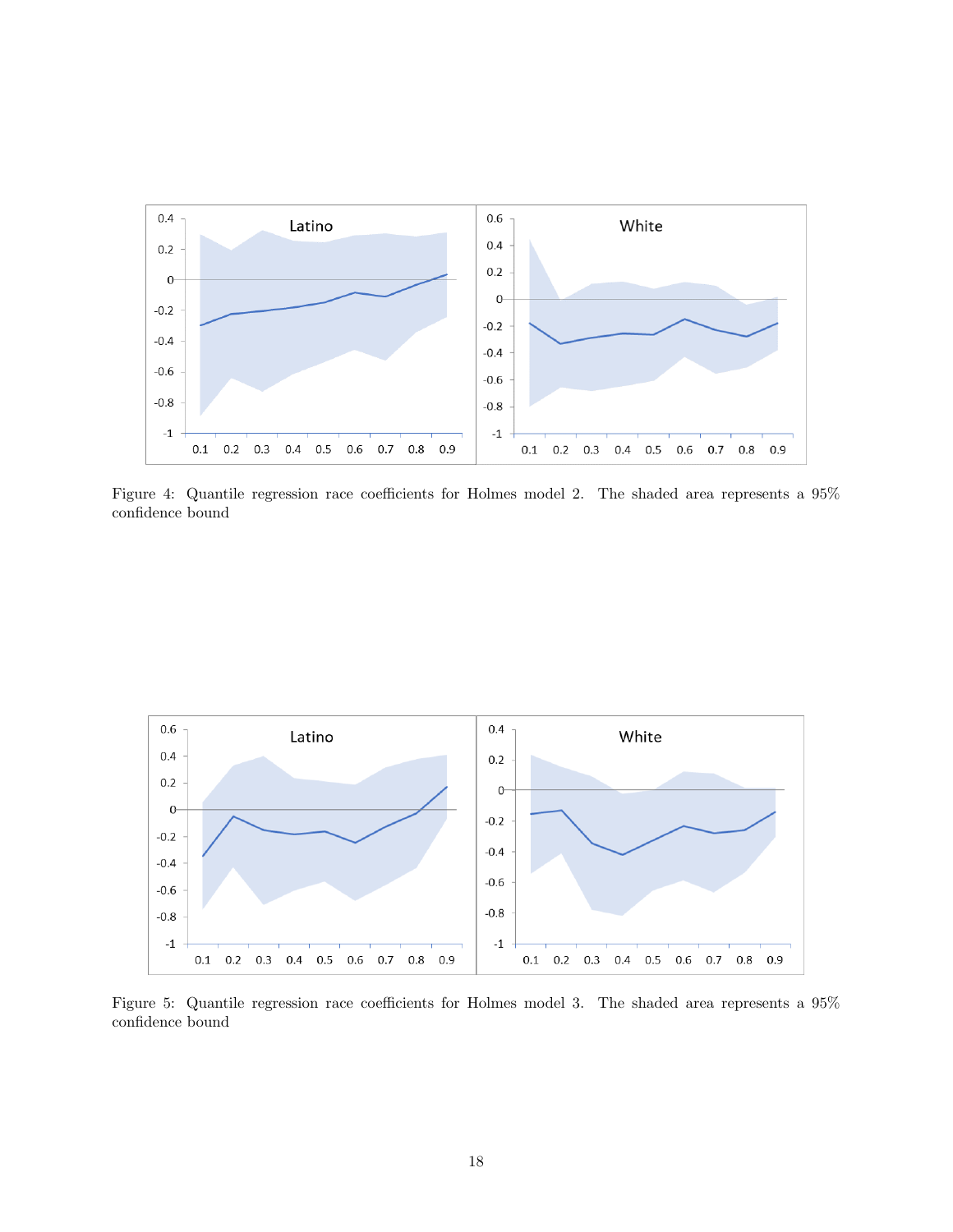Figure 4: Quantile regression race coefficients for Holmes model 2. The shaded area represents a 95% confidence bound

Figure 5: Quantile regression race coefficients for Holmes model 3. The shaded area represents a 95% confidence bound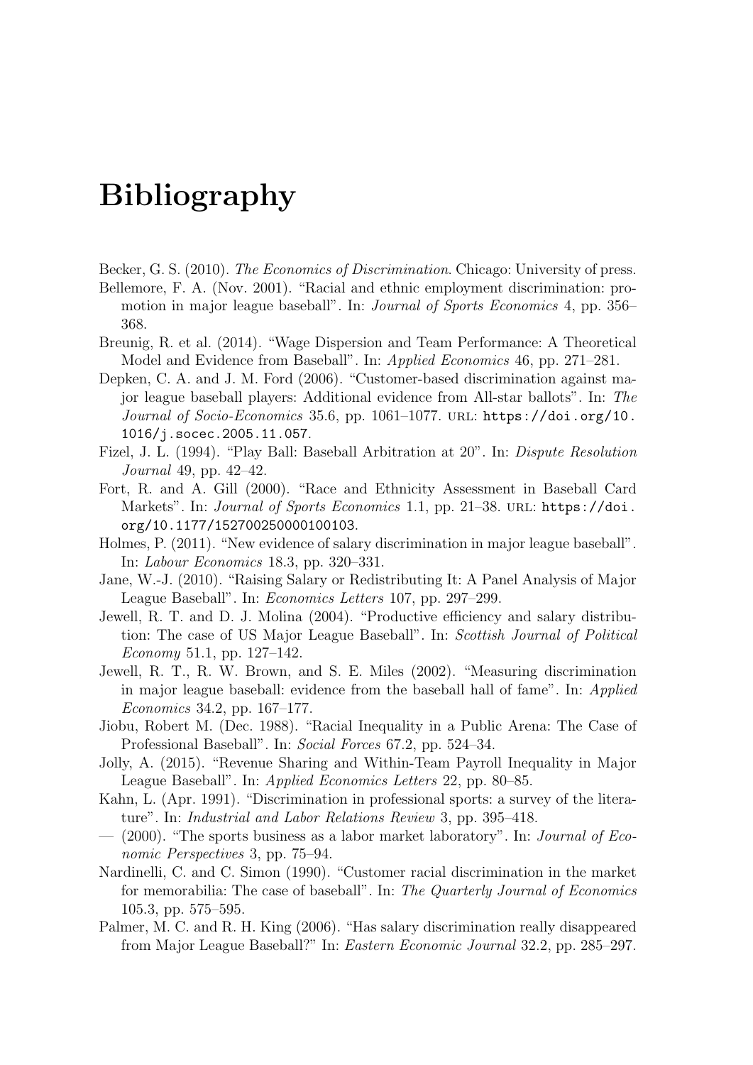# Bibliography

Becker, G. S. (2010). *The Economics of Discrimination*. Chicago: University of press.

Bellemore, F. A. (Nov. 2001). "Racial and ethnic employment discrimination: promotion in major league baseball". In: *Journal of Sports Economics* 4, pp. 356–368.

Breunig, R. et al. (2014). "Wage Dispersion and Team Performance: A Theoretical Model and Evidence from Baseball". In: *Applied Economics* 46, pp. 271–281.

Depken, C. A. and J. M. Ford (2006). "Customer-based discrimination against major league baseball players: Additional evidence from All-star ballots". In: *The Journal of Socio-Economics* 35.6, pp. 1061–1077. URL: https://doi.org/10.1016/j.socec.2005.11.057.

Fizel, J. L. (1994). "Play Ball: Baseball Arbitration at 20". In: *Dispute Resolution Journal* 49, pp. 42–42.

Fort, R. and A. Gill (2000). "Race and Ethnicity Assessment in Baseball Card Markets". In: *Journal of Sports Economics* 1.1, pp. 21–38. URL: https://doi.org/10.1177/152700250000100103.

Holmes, P. (2011). "New evidence of salary discrimination in major league baseball". In: *Labour Economics* 18.3, pp. 320–331.

Jane, W.-J. (2010). "Raising Salary or Redistributing It: A Panel Analysis of Major League Baseball". In: *Economics Letters* 107, pp. 297–299.

Jewell, R. T. and D. J. Molina (2004). "Productive efficiency and salary distribution: The case of US Major League Baseball". In: *Scottish Journal of Political Economy* 51.1, pp. 127–142.

Jewell, R. T., R. W. Brown, and S. E. Miles (2002). "Measuring discrimination in major league baseball: evidence from the baseball hall of fame". In: *Applied Economics* 34.2, pp. 167–177.

Jiobu, Robert M. (Dec. 1988). "Racial Inequality in a Public Arena: The Case of Professional Baseball". In: *Social Forces* 67.2, pp. 524–34.

Jolly, A. (2015). "Revenue Sharing and Within-Team Payroll Inequality in Major League Baseball". In: *Applied Economics Letters* 22, pp. 80–85.

Kahn, L. (Apr. 1991). "Discrimination in professional sports: a survey of the literature". In: *Industrial and Labor Relations Review* 3, pp. 395–418.

— (2000). "The sports business as a labor market laboratory". In: *Journal of Economic Perspectives* 3, pp. 75–94.

Nardinelli, C. and C. Simon (1990). "Customer racial discrimination in the market for memorabilia: The case of baseball". In: *The Quarterly Journal of Economics* 105.3, pp. 575–595.

Palmer, M. C. and R. H. King (2006). "Has salary discrimination really disappeared from Major League Baseball?" In: *Eastern Economic Journal* 32.2, pp. 285–297.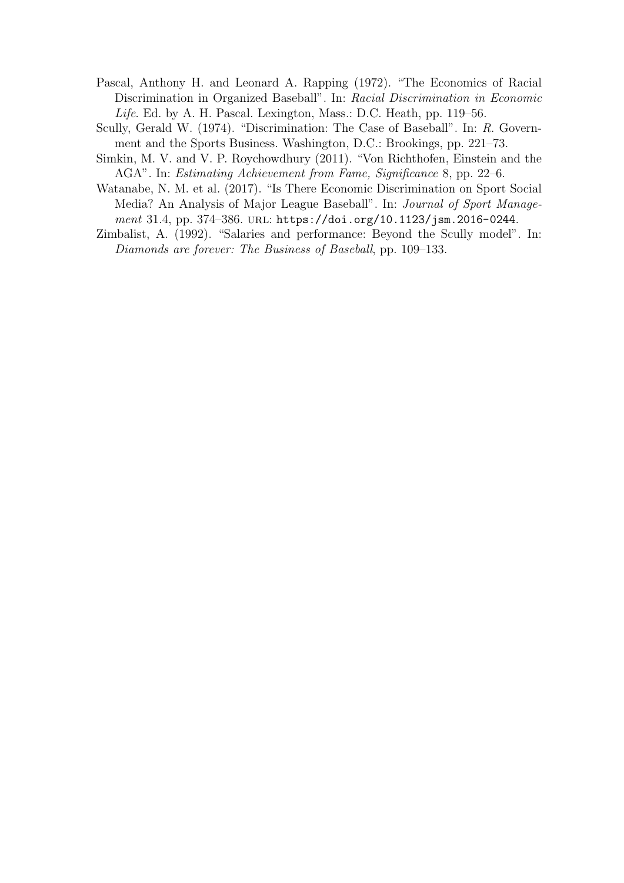Pascal, Anthony H. and Leonard A. Rapping (1972). "The Economics of Racial Discrimination in Organized Baseball". In: *Racial Discrimination in Economic Life*. Ed. by A. H. Pascal. Lexington, Mass.: D.C. Heath, pp. 119–56.

Scully, Gerald W. (1974). "Discrimination: The Case of Baseball". In: *R*. Government and the Sports Business. Washington, D.C.: Brookings, pp. 221–73.

Simkin, M. V. and V. P. Roychowdhury (2011). "Von Richthofen, Einstein and the AGA". In: *Estimating Achievement from Fame, Significance* 8, pp. 22–6.

Watanabe, N. M. et al. (2017). "Is There Economic Discrimination on Sport Social Media? An Analysis of Major League Baseball". In: *Journal of Sport Management* 31.4, pp. 374–386. URL: https://doi.org/10.1123/jsm.2016-0244.

Zimbalist, A. (1992). "Salaries and performance: Beyond the Scully model". In: *Diamonds are forever: The Business of Baseball*, pp. 109–133.